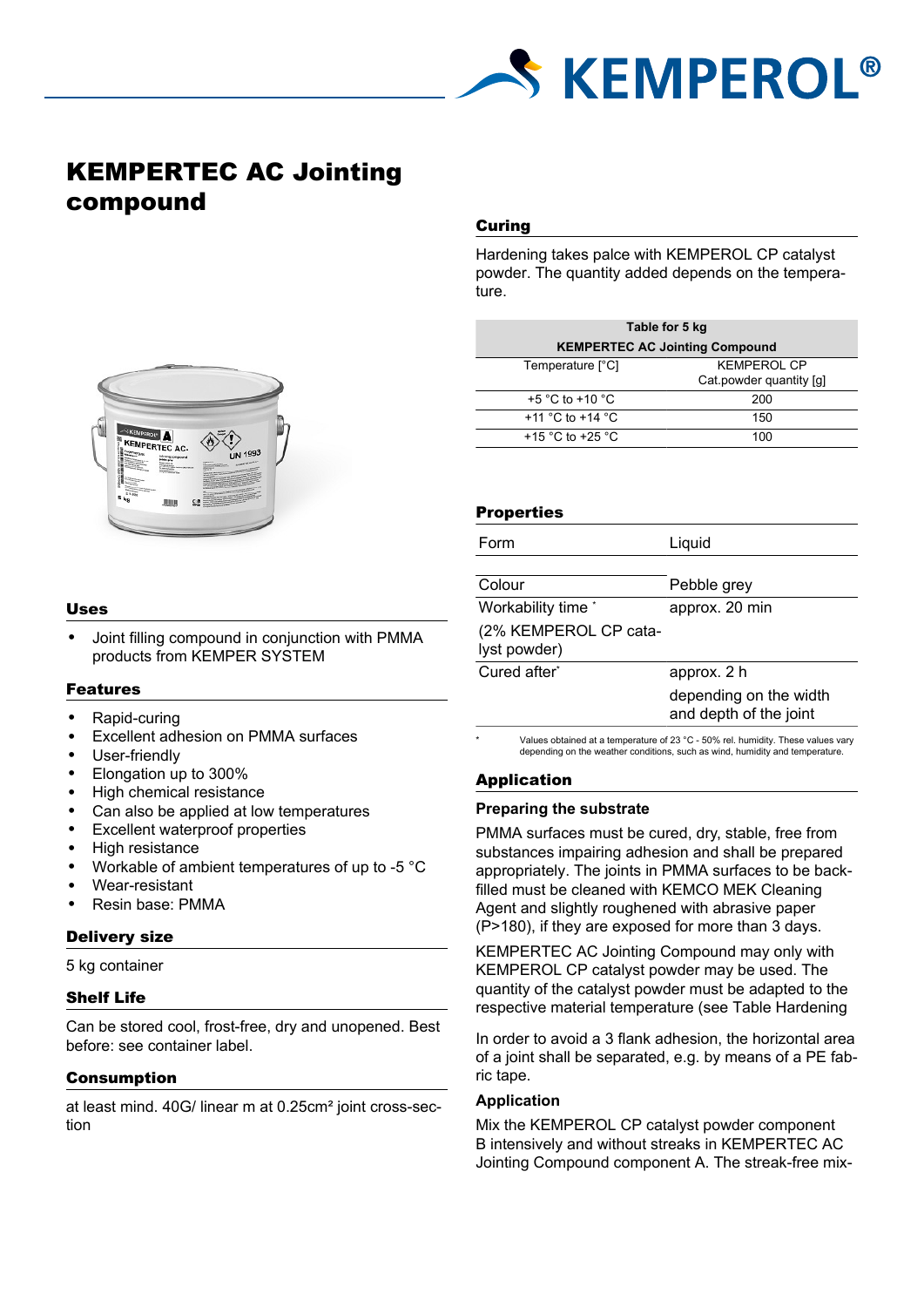# KEMPERTEC AC Jointing compound

## Uses

- Joint filling compound in conjunction with PMMA products from KEMPER SYSTEM

## Features

- Rapid-curing
- Excellent adhesion on PMMA surfaces
- User-friendly
- Elongation up to 300%
- High chemical resistance
- Can also be applied at low temperatures
- Excellent waterproof properties
- High resistance
- Workable of ambient temperatures of up to -5 °C
- Wear-resistant
- Resin base: PMMA

## Delivery size

5 kg container

## Shelf Life

Can be stored cool, frost-free, dry and unopened. Best before: see container label.

## Consumption

at least mind. 40G/ linear m at 0.25cm² joint cross-section

## Curing

Hardening takes palce with KEMPEROL CP catalyst powder. The quantity added depends on the temperature.

| Table for 5 kg KEMPERTEC AC Jointing Compound | |
|---|---|
| Temperature [°C] | KEMPEROL CP Cat.powder quantity [g] |
| +5 °C to +10 °C | 200 |
| +11 °C to +14 °C | 150 |
| +15 °C to +25 °C | 100 |

## Properties

| | |
|---|---|
| Form | Liquid |
| Colour | Pebble grey |
| Workability time * (2% KEMPEROL CP catalyst powder) | approx. 20 min |
| Cured after* | approx. 2 h depending on the width and depth of the joint |

\* Values obtained at a temperature of 23 °C - 50% rel. humidity. These values vary depending on the weather conditions, such as wind, humidity and temperature.

## Application

### Preparing the substrate

PMMA surfaces must be cured, dry, stable, free from substances impairing adhesion and shall be prepared appropriately. The joints in PMMA surfaces to be backfilled must be cleaned with KEMCO MEK Cleaning Agent and slightly roughened with abrasive paper (P>180), if they are exposed for more than 3 days.

KEMPERTEC AC Jointing Compound may only with KEMPEROL CP catalyst powder may be used. The quantity of the catalyst powder must be adapted to the respective material temperature (see Table Hardening

In order to avoid a 3 flank adhesion, the horizontal area of a joint shall be separated, e.g. by means of a PE fabric tape.

### Application

Mix the KEMPEROL CP catalyst powder component B intensively and without streaks in KEMPERTEC AC Jointing Compound component A. The streak-free mix-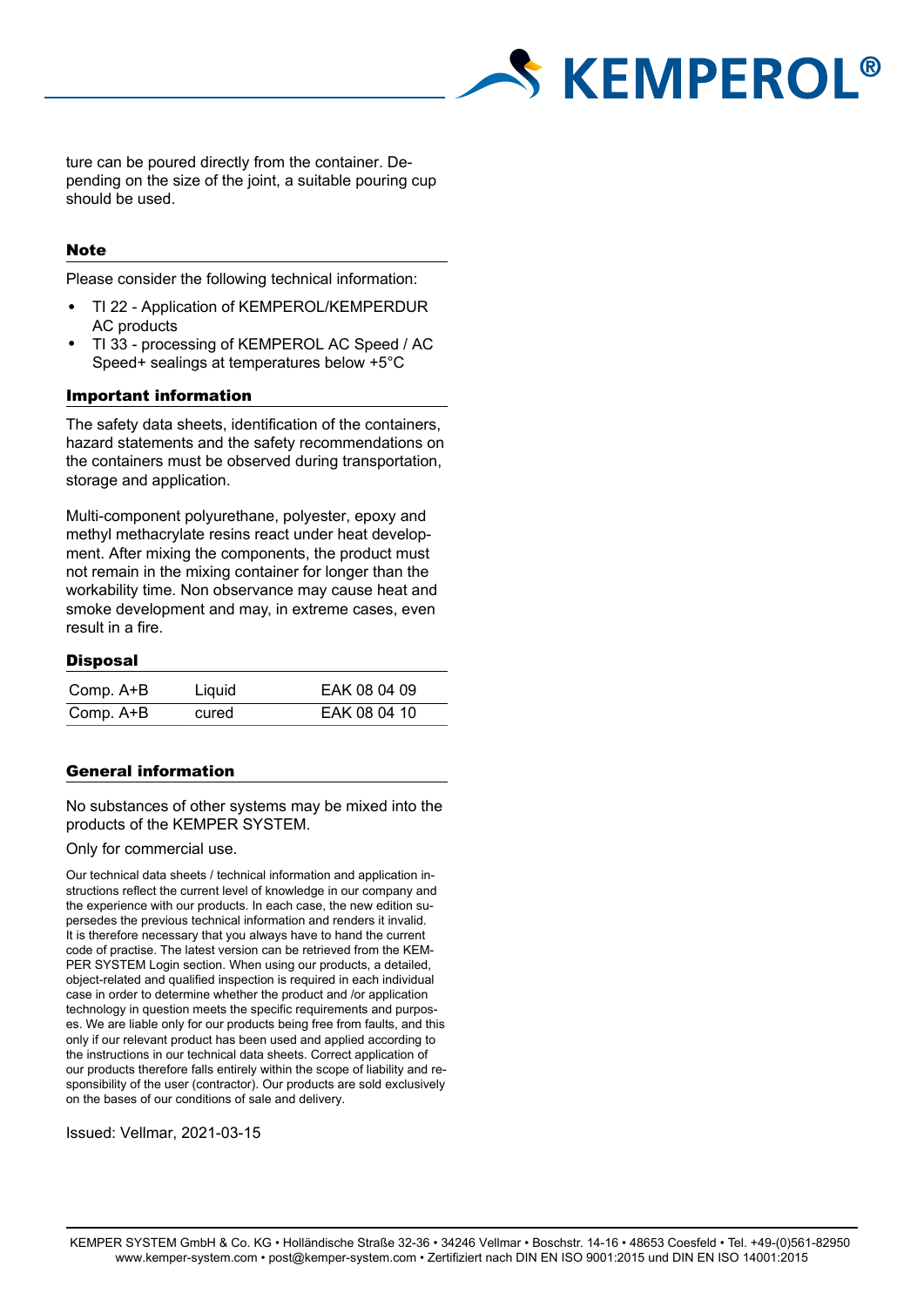ture can be poured directly from the container. Depending on the size of the joint, a suitable pouring cup should be used.

## Note

Please consider the following technical information:

- TI 22 - Application of KEMPEROL/KEMPERDUR AC products
- TI 33 - processing of KEMPEROL AC Speed / AC Speed+ sealings at temperatures below +5°C

## Important information

The safety data sheets, identification of the containers, hazard statements and the safety recommendations on the containers must be observed during transportation, storage and application.

Multi-component polyurethane, polyester, epoxy and methyl methacrylate resins react under heat development. After mixing the components, the product must not remain in the mixing container for longer than the workability time. Non observance may cause heat and smoke development and may, in extreme cases, even result in a fire.

## Disposal

| | | |
|---|---|---|
| Comp. A+B | Liquid | EAK 08 04 09 |
| Comp. A+B | cured | EAK 08 04 10 |

## General information

No substances of other systems may be mixed into the products of the KEMPER SYSTEM.

Only for commercial use.

Our technical data sheets / technical information and application instructions reflect the current level of knowledge in our company and the experience with our products. In each case, the new edition supersedes the previous technical information and renders it invalid. It is therefore necessary that you always have to hand the current code of practise. The latest version can be retrieved from the KEMPER SYSTEM Login section. When using our products, a detailed, object-related and qualified inspection is required in each individual case in order to determine whether the product and /or application technology in question meets the specific requirements and purposes. We are liable only for our products being free from faults, and this only if our relevant product has been used and applied according to the instructions in our technical data sheets. Correct application of our products therefore falls entirely within the scope of liability and responsibility of the user (contractor). Our products are sold exclusively on the bases of our conditions of sale and delivery.

Issued: Vellmar, 2021-03-15

KEMPER SYSTEM GmbH & Co. KG • Holländische Straße 32-36 • 34246 Vellmar • Boschstr. 14-16 • 48653 Coesfeld • Tel. +49-(0)561-82950
www.kemper-system.com • post@kemper-system.com • Zertifiziert nach DIN EN ISO 9001:2015 und DIN EN ISO 14001:2015